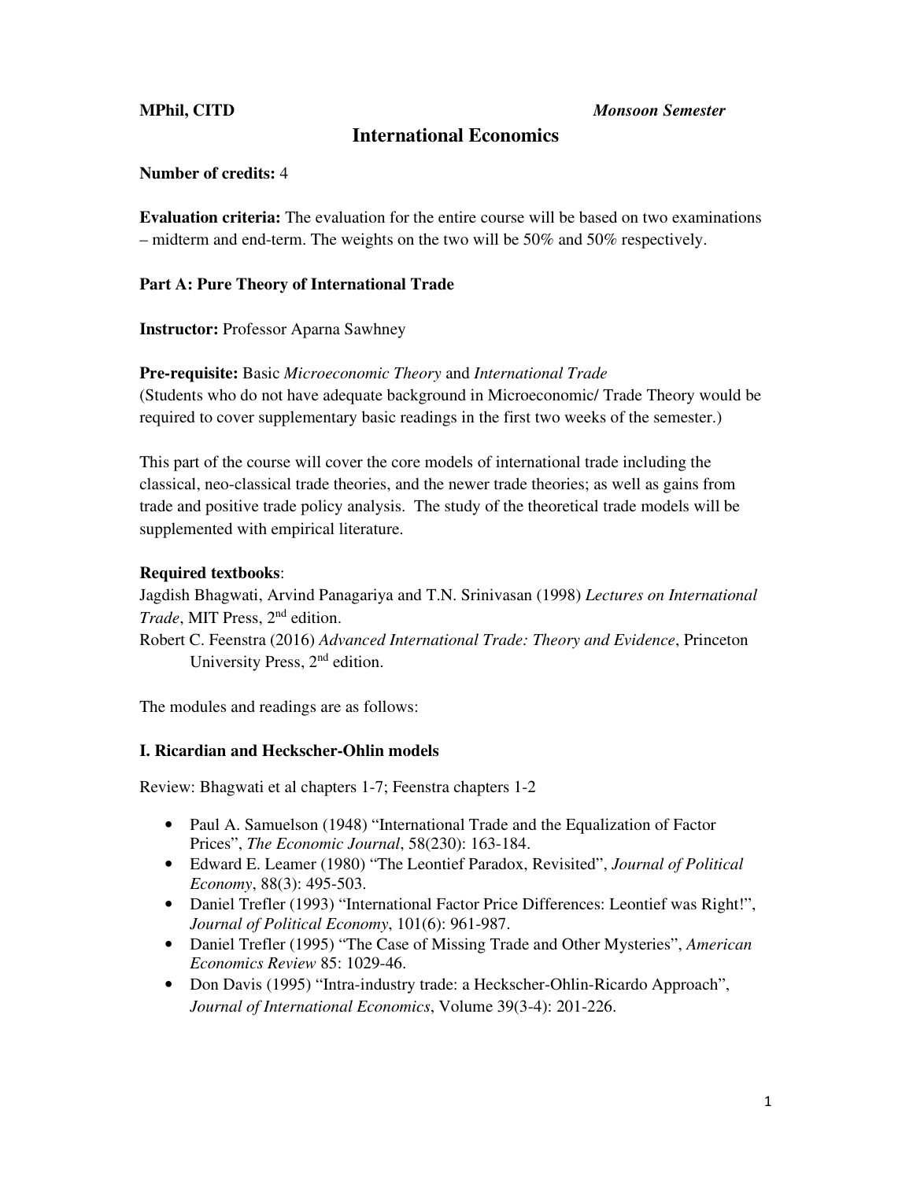**MPhil, CITD** *Monsoon Semester*

# International Economics

**Number of credits:** 4

**Evaluation criteria:** The evaluation for the entire course will be based on two examinations – midterm and end-term. The weights on the two will be 50% and 50% respectively.

## Part A: Pure Theory of International Trade

**Instructor:** Professor Aparna Sawhney

**Pre-requisite:** Basic *Microeconomic Theory* and *International Trade*
(Students who do not have adequate background in Microeconomic/ Trade Theory would be required to cover supplementary basic readings in the first two weeks of the semester.)

This part of the course will cover the core models of international trade including the classical, neo-classical trade theories, and the newer trade theories; as well as gains from trade and positive trade policy analysis. The study of the theoretical trade models will be supplemented with empirical literature.

**Required textbooks**:
Jagdish Bhagwati, Arvind Panagariya and T.N. Srinivasan (1998) *Lectures on International Trade*, MIT Press, 2nd edition.
Robert C. Feenstra (2016) *Advanced International Trade: Theory and Evidence*, Princeton University Press, 2nd edition.

The modules and readings are as follows:

### I. Ricardian and Heckscher-Ohlin models

Review: Bhagwati et al chapters 1-7; Feenstra chapters 1-2

- Paul A. Samuelson (1948) "International Trade and the Equalization of Factor Prices", *The Economic Journal*, 58(230): 163-184.
- Edward E. Leamer (1980) "The Leontief Paradox, Revisited", *Journal of Political Economy*, 88(3): 495-503.
- Daniel Trefler (1993) "International Factor Price Differences: Leontief was Right!", *Journal of Political Economy*, 101(6): 961-987.
- Daniel Trefler (1995) "The Case of Missing Trade and Other Mysteries", *American Economics Review* 85: 1029-46.
- Don Davis (1995) "Intra-industry trade: a Heckscher-Ohlin-Ricardo Approach", *Journal of International Economics*, Volume 39(3-4): 201-226.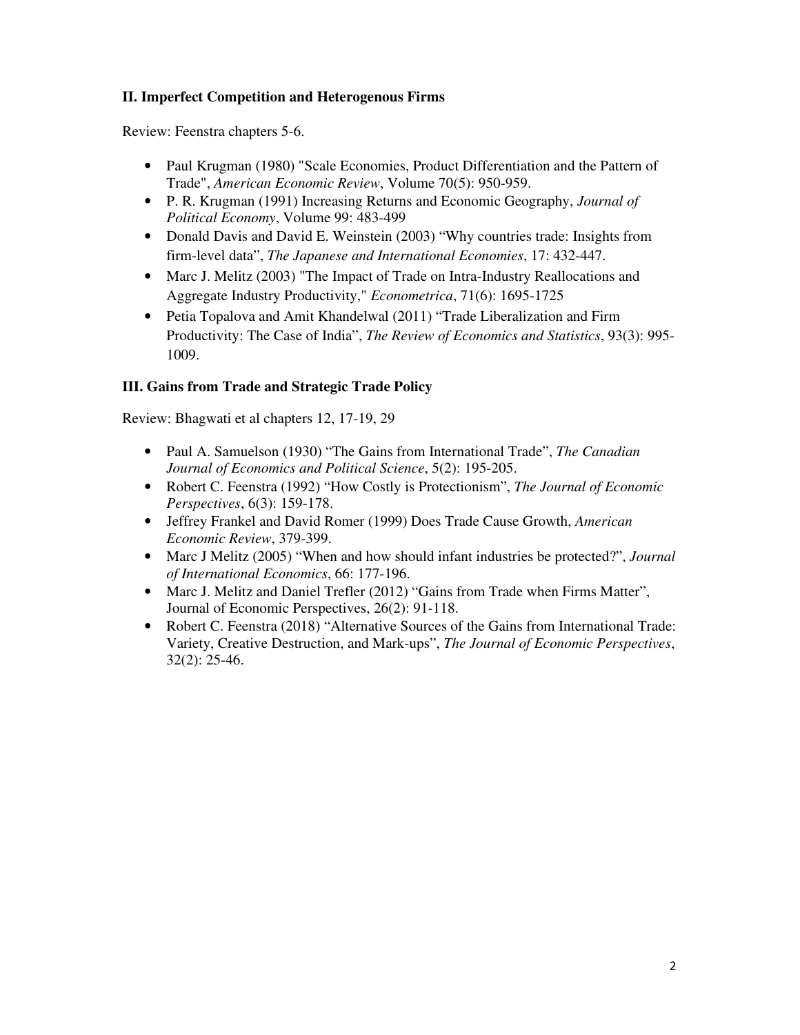### II. Imperfect Competition and Heterogenous Firms

Review: Feenstra chapters 5-6.

- Paul Krugman (1980) "Scale Economies, Product Differentiation and the Pattern of Trade", *American Economic Review*, Volume 70(5): 950-959.
- P. R. Krugman (1991) Increasing Returns and Economic Geography, *Journal of Political Economy*, Volume 99: 483-499
- Donald Davis and David E. Weinstein (2003) "Why countries trade: Insights from firm-level data", *The Japanese and International Economies*, 17: 432-447.
- Marc J. Melitz (2003) "The Impact of Trade on Intra-Industry Reallocations and Aggregate Industry Productivity," *Econometrica*, 71(6): 1695-1725
- Petia Topalova and Amit Khandelwal (2011) "Trade Liberalization and Firm Productivity: The Case of India", *The Review of Economics and Statistics*, 93(3): 995-1009.

### III. Gains from Trade and Strategic Trade Policy

Review: Bhagwati et al chapters 12, 17-19, 29

- Paul A. Samuelson (1930) "The Gains from International Trade", *The Canadian Journal of Economics and Political Science*, 5(2): 195-205.
- Robert C. Feenstra (1992) "How Costly is Protectionism", *The Journal of Economic Perspectives*, 6(3): 159-178.
- Jeffrey Frankel and David Romer (1999) Does Trade Cause Growth, *American Economic Review*, 379-399.
- Marc J Melitz (2005) "When and how should infant industries be protected?", *Journal of International Economics*, 66: 177-196.
- Marc J. Melitz and Daniel Trefler (2012) "Gains from Trade when Firms Matter", Journal of Economic Perspectives, 26(2): 91-118.
- Robert C. Feenstra (2018) "Alternative Sources of the Gains from International Trade: Variety, Creative Destruction, and Mark-ups", *The Journal of Economic Perspectives*, 32(2): 25-46.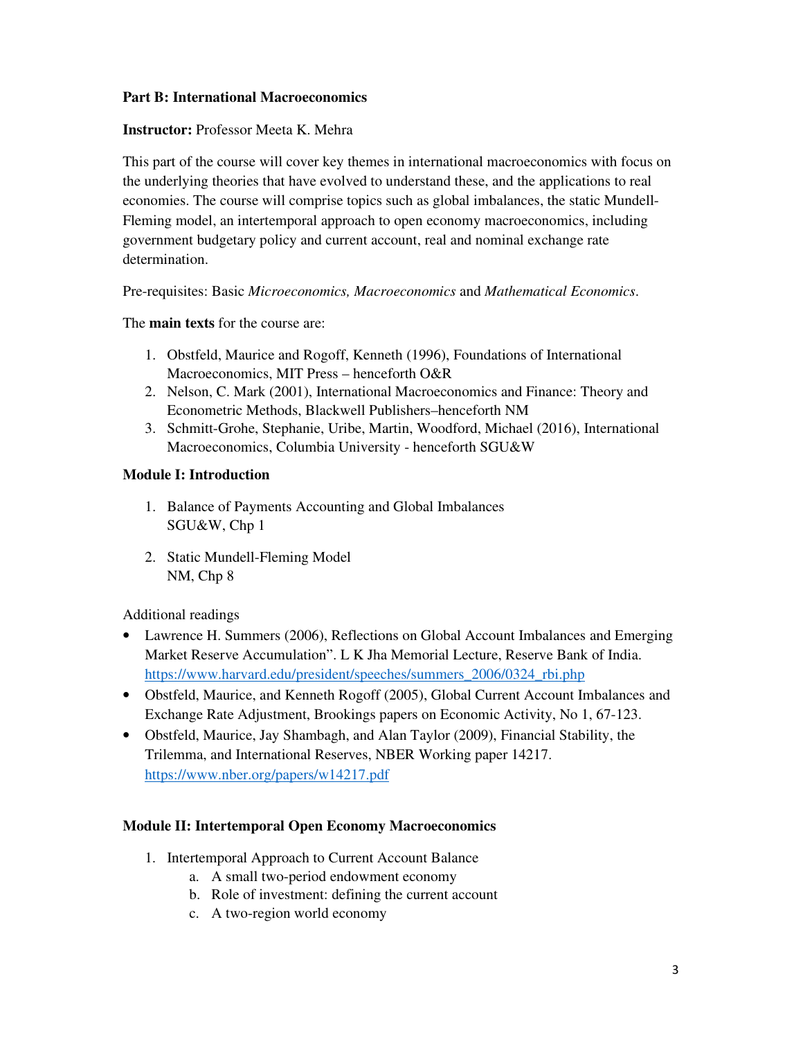**Part B: International Macroeconomics**

**Instructor:** Professor Meeta K. Mehra

This part of the course will cover key themes in international macroeconomics with focus on the underlying theories that have evolved to understand these, and the applications to real economies. The course will comprise topics such as global imbalances, the static Mundell-Fleming model, an intertemporal approach to open economy macroeconomics, including government budgetary policy and current account, real and nominal exchange rate determination.

Pre-requisites: Basic *Microeconomics, Macroeconomics* and *Mathematical Economics*.

The **main texts** for the course are:

1. Obstfeld, Maurice and Rogoff, Kenneth (1996), Foundations of International Macroeconomics, MIT Press – henceforth O&R
2. Nelson, C. Mark (2001), International Macroeconomics and Finance: Theory and Econometric Methods, Blackwell Publishers–henceforth NM
3. Schmitt-Grohe, Stephanie, Uribe, Martin, Woodford, Michael (2016), International Macroeconomics, Columbia University - henceforth SGU&W

**Module I: Introduction**

1. Balance of Payments Accounting and Global Imbalances
   SGU&W, Chp 1

2. Static Mundell-Fleming Model
   NM, Chp 8

Additional readings

- Lawrence H. Summers (2006), Reflections on Global Account Imbalances and Emerging Market Reserve Accumulation". L K Jha Memorial Lecture, Reserve Bank of India. https://www.harvard.edu/president/speeches/summers_2006/0324_rbi.php
- Obstfeld, Maurice, and Kenneth Rogoff (2005), Global Current Account Imbalances and Exchange Rate Adjustment, Brookings papers on Economic Activity, No 1, 67-123.
- Obstfeld, Maurice, Jay Shambagh, and Alan Taylor (2009), Financial Stability, the Trilemma, and International Reserves, NBER Working paper 14217. https://www.nber.org/papers/w14217.pdf

**Module II: Intertemporal Open Economy Macroeconomics**

1. Intertemporal Approach to Current Account Balance
   a. A small two-period endowment economy
   b. Role of investment: defining the current account
   c. A two-region world economy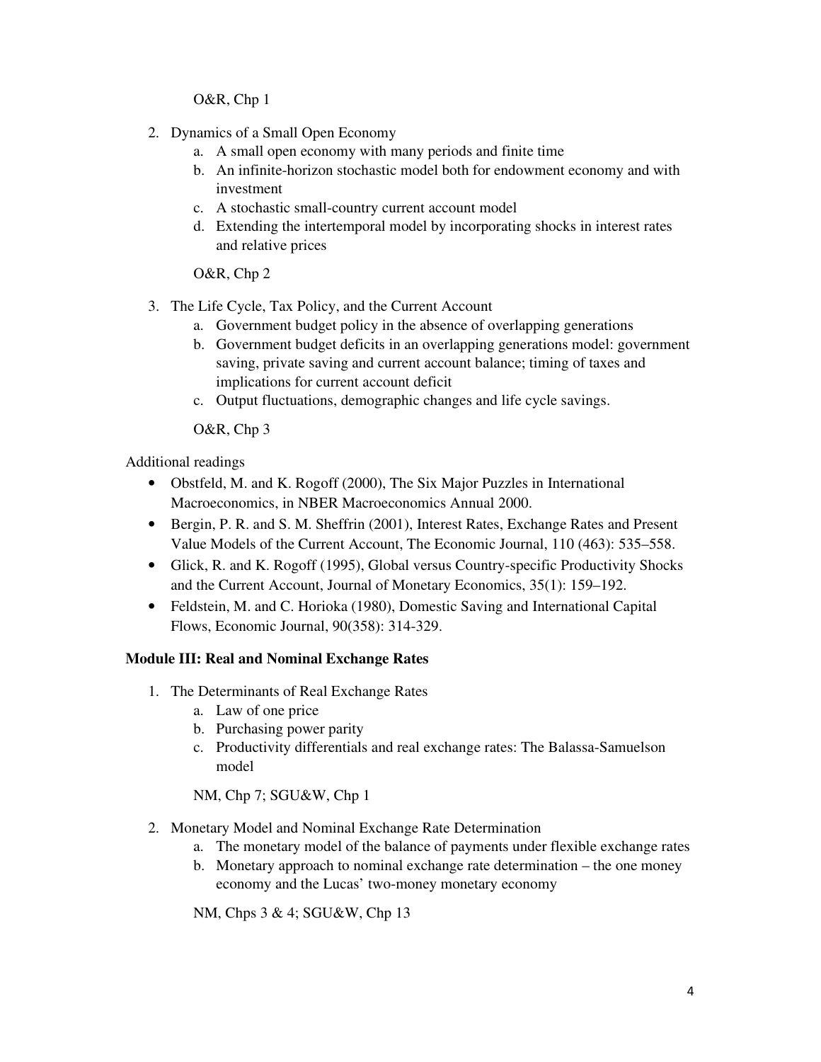O&R, Chp 1

2. Dynamics of a Small Open Economy
    a. A small open economy with many periods and finite time
    b. An infinite-horizon stochastic model both for endowment economy and with investment
    c. A stochastic small-country current account model
    d. Extending the intertemporal model by incorporating shocks in interest rates and relative prices

    O&R, Chp 2

3. The Life Cycle, Tax Policy, and the Current Account
    a. Government budget policy in the absence of overlapping generations
    b. Government budget deficits in an overlapping generations model: government saving, private saving and current account balance; timing of taxes and implications for current account deficit
    c. Output fluctuations, demographic changes and life cycle savings.

    O&R, Chp 3

Additional readings

- Obstfeld, M. and K. Rogoff (2000), The Six Major Puzzles in International Macroeconomics, in NBER Macroeconomics Annual 2000.
- Bergin, P. R. and S. M. Sheffrin (2001), Interest Rates, Exchange Rates and Present Value Models of the Current Account, The Economic Journal, 110 (463): 535–558.
- Glick, R. and K. Rogoff (1995), Global versus Country-specific Productivity Shocks and the Current Account, Journal of Monetary Economics, 35(1): 159–192.
- Feldstein, M. and C. Horioka (1980), Domestic Saving and International Capital Flows, Economic Journal, 90(358): 314-329.

**Module III: Real and Nominal Exchange Rates**

1. The Determinants of Real Exchange Rates
    a. Law of one price
    b. Purchasing power parity
    c. Productivity differentials and real exchange rates: The Balassa-Samuelson model

    NM, Chp 7; SGU&W, Chp 1

2. Monetary Model and Nominal Exchange Rate Determination
    a. The monetary model of the balance of payments under flexible exchange rates
    b. Monetary approach to nominal exchange rate determination – the one money economy and the Lucas' two-money monetary economy

    NM, Chps 3 & 4; SGU&W, Chp 13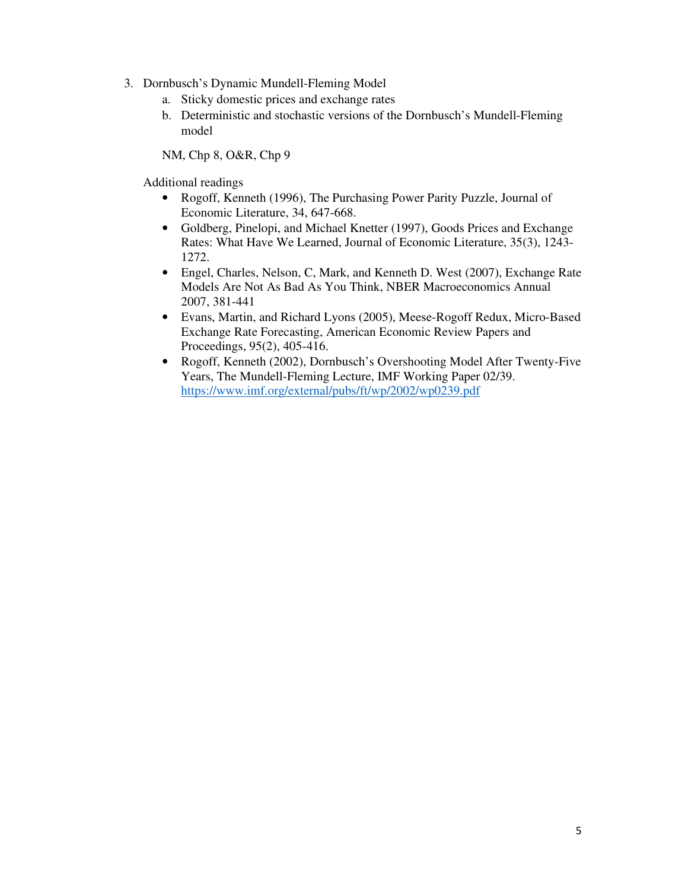3. Dornbusch's Dynamic Mundell-Fleming Model
   a. Sticky domestic prices and exchange rates
   b. Deterministic and stochastic versions of the Dornbusch's Mundell-Fleming model

   NM, Chp 8, O&R, Chp 9

   Additional readings

   - Rogoff, Kenneth (1996), The Purchasing Power Parity Puzzle, Journal of Economic Literature, 34, 647-668.
   - Goldberg, Pinelopi, and Michael Knetter (1997), Goods Prices and Exchange Rates: What Have We Learned, Journal of Economic Literature, 35(3), 1243-1272.
   - Engel, Charles, Nelson, C, Mark, and Kenneth D. West (2007), Exchange Rate Models Are Not As Bad As You Think, NBER Macroeconomics Annual 2007, 381-441
   - Evans, Martin, and Richard Lyons (2005), Meese-Rogoff Redux, Micro-Based Exchange Rate Forecasting, American Economic Review Papers and Proceedings, 95(2), 405-416.
   - Rogoff, Kenneth (2002), Dornbusch's Overshooting Model After Twenty-Five Years, The Mundell-Fleming Lecture, IMF Working Paper 02/39. https://www.imf.org/external/pubs/ft/wp/2002/wp0239.pdf